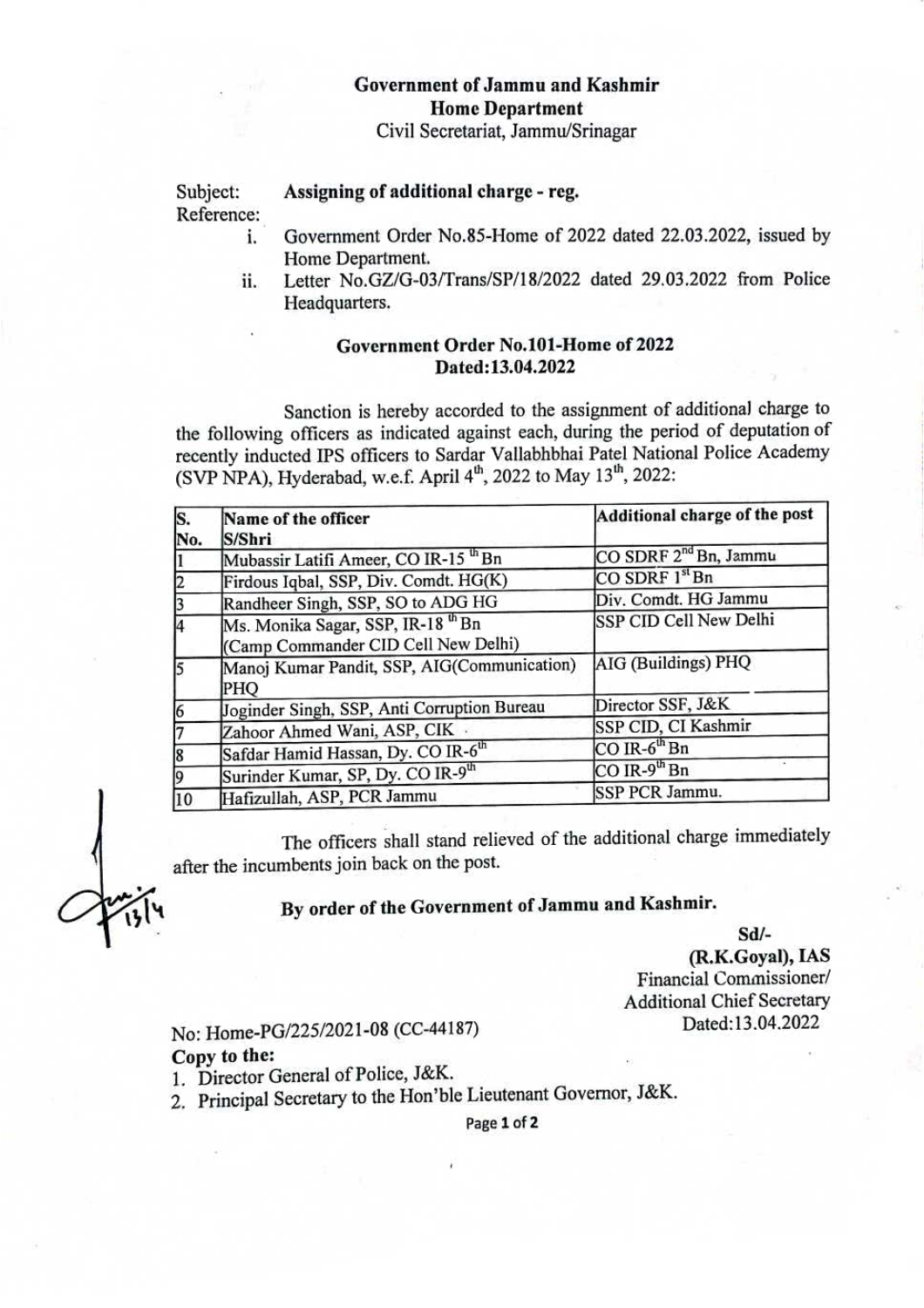**Government of Jammu and Kashmir**
**Home Department**
Civil Secretariat, Jammu/Srinagar

Subject: **Assigning of additional charge - reg.**

Reference:

i. Government Order No.85-Home of 2022 dated 22.03.2022, issued by Home Department.
ii. Letter No.GZ/G-03/Trans/SP/18/2022 dated 29.03.2022 from Police Headquarters.

**Government Order No.101-Home of 2022**
**Dated:13.04.2022**

Sanction is hereby accorded to the assignment of additional charge to the following officers as indicated against each, during the period of deputation of recently inducted IPS officers to Sardar Vallabhbhai Patel National Police Academy (SVP NPA), Hyderabad, w.e.f. April 4th, 2022 to May 13th, 2022:

| S. No. | Name of the officer S/Shri | Additional charge of the post |
|---|---|---|
| 1 | Mubassir Latifi Ameer, CO IR-15 th Bn | CO SDRF 2nd Bn, Jammu |
| 2 | Firdous Iqbal, SSP, Div. Comdt. HG(K) | CO SDRF 1st Bn |
| 3 | Randheer Singh, SSP, SO to ADG HG | Div. Comdt. HG Jammu |
| 4 | Ms. Monika Sagar, SSP, IR-18 th Bn (Camp Commander CID Cell New Delhi) | SSP CID Cell New Delhi |
| 5 | Manoj Kumar Pandit, SSP, AIG(Communication) PHQ | AIG (Buildings) PHQ |
| 6 | Joginder Singh, SSP, Anti Corruption Bureau | Director SSF, J&K |
| 7 | Zahoor Ahmed Wani, ASP, CIK | SSP CID, CI Kashmir |
| 8 | Safdar Hamid Hassan, Dy. CO IR-6th | CO IR-6th Bn |
| 9 | Surinder Kumar, SP, Dy. CO IR-9th | CO IR-9th Bn |
| 10 | Hafizullah, ASP, PCR Jammu | SSP PCR Jammu. |

The officers shall stand relieved of the additional charge immediately after the incumbents join back on the post.

**By order of the Government of Jammu and Kashmir.**

Sd/-
**(R.K.Goyal), IAS**
Financial Commissioner/
Additional Chief Secretary
Dated:13.04.2022

No: Home-PG/225/2021-08 (CC-44187)

**Copy to the:**

1. Director General of Police, J&K.
2. Principal Secretary to the Hon'ble Lieutenant Governor, J&K.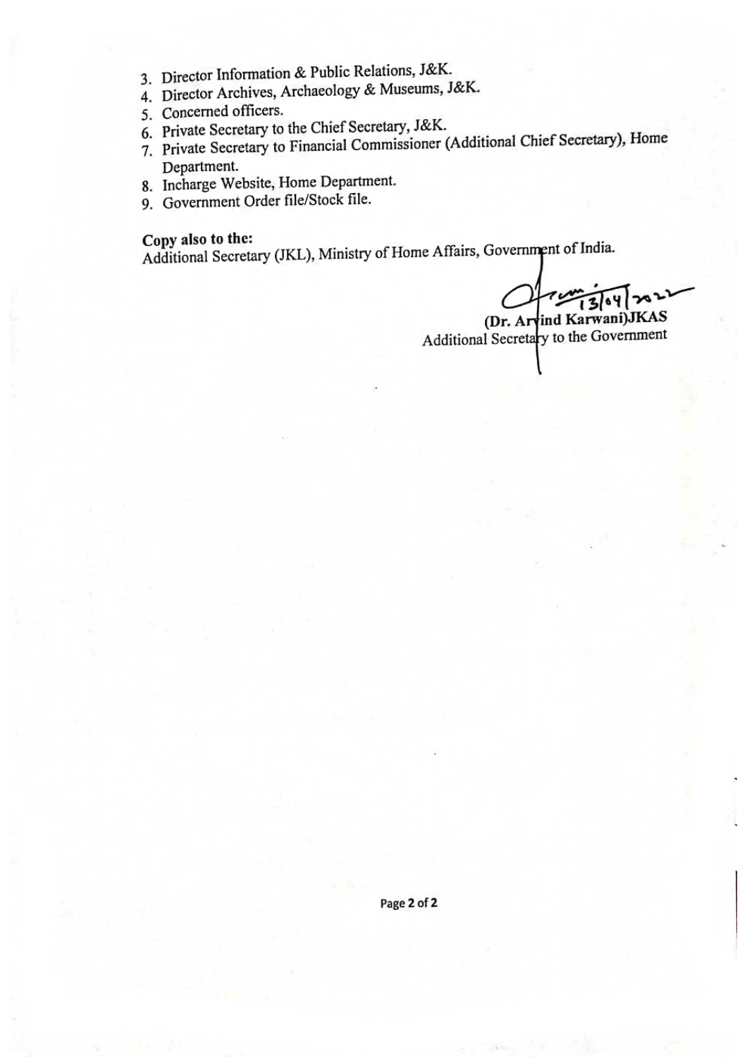3. Director Information & Public Relations, J&K.
4. Director Archives, Archaeology & Museums, J&K.
5. Concerned officers.
6. Private Secretary to the Chief Secretary, J&K.
7. Private Secretary to Financial Commissioner (Additional Chief Secretary), Home Department.
8. Incharge Website, Home Department.
9. Government Order file/Stock file.

**Copy also to the:**
Additional Secretary (JKL), Ministry of Home Affairs, Government of India.

13/04/2022
**(Dr. Arvind Karwani)JKAS**
Additional Secretary to the Government